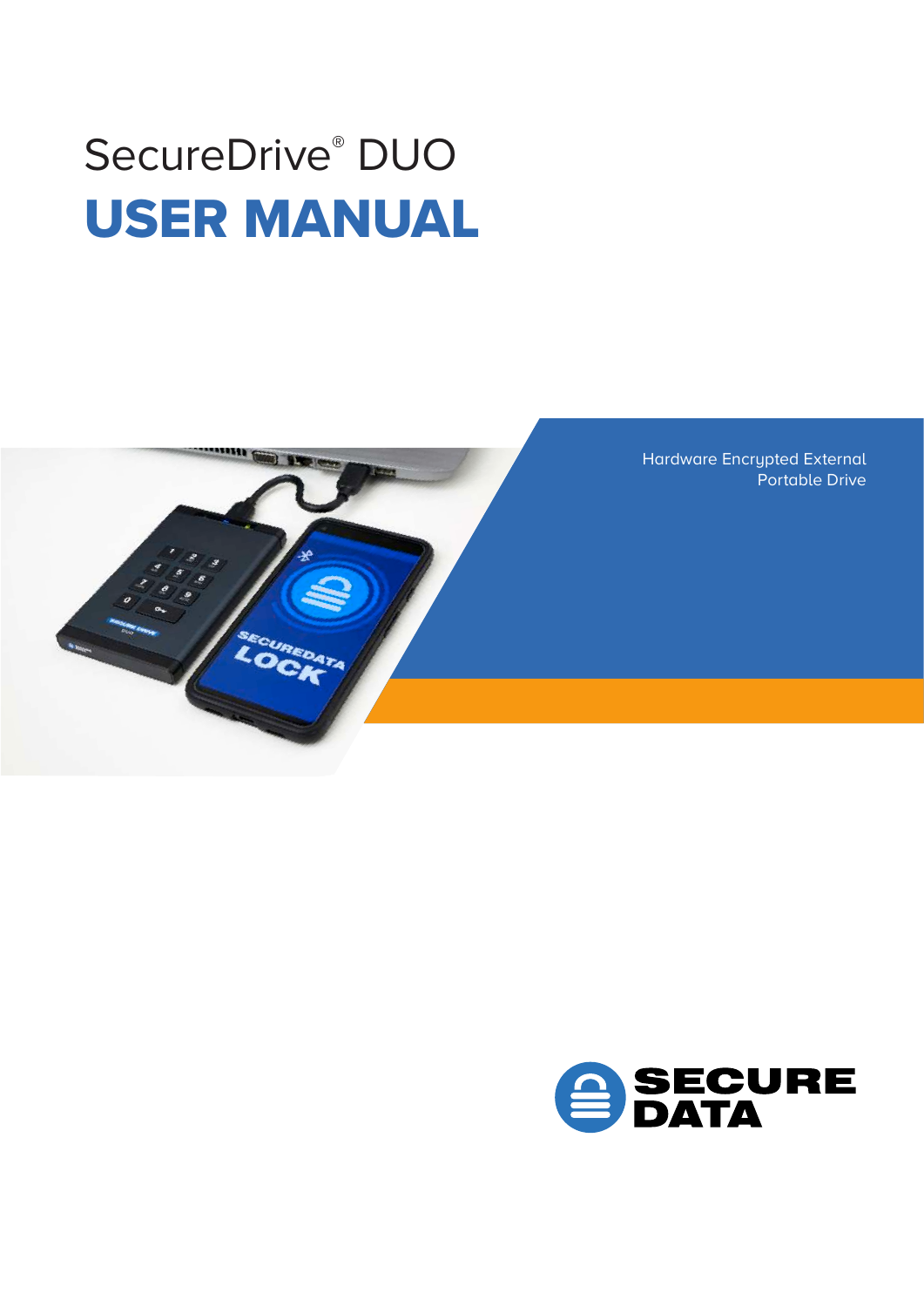SecureDrive® DUO

# USER MANUAL

Hardware Encrypted External Portable Drive

SECURE DATA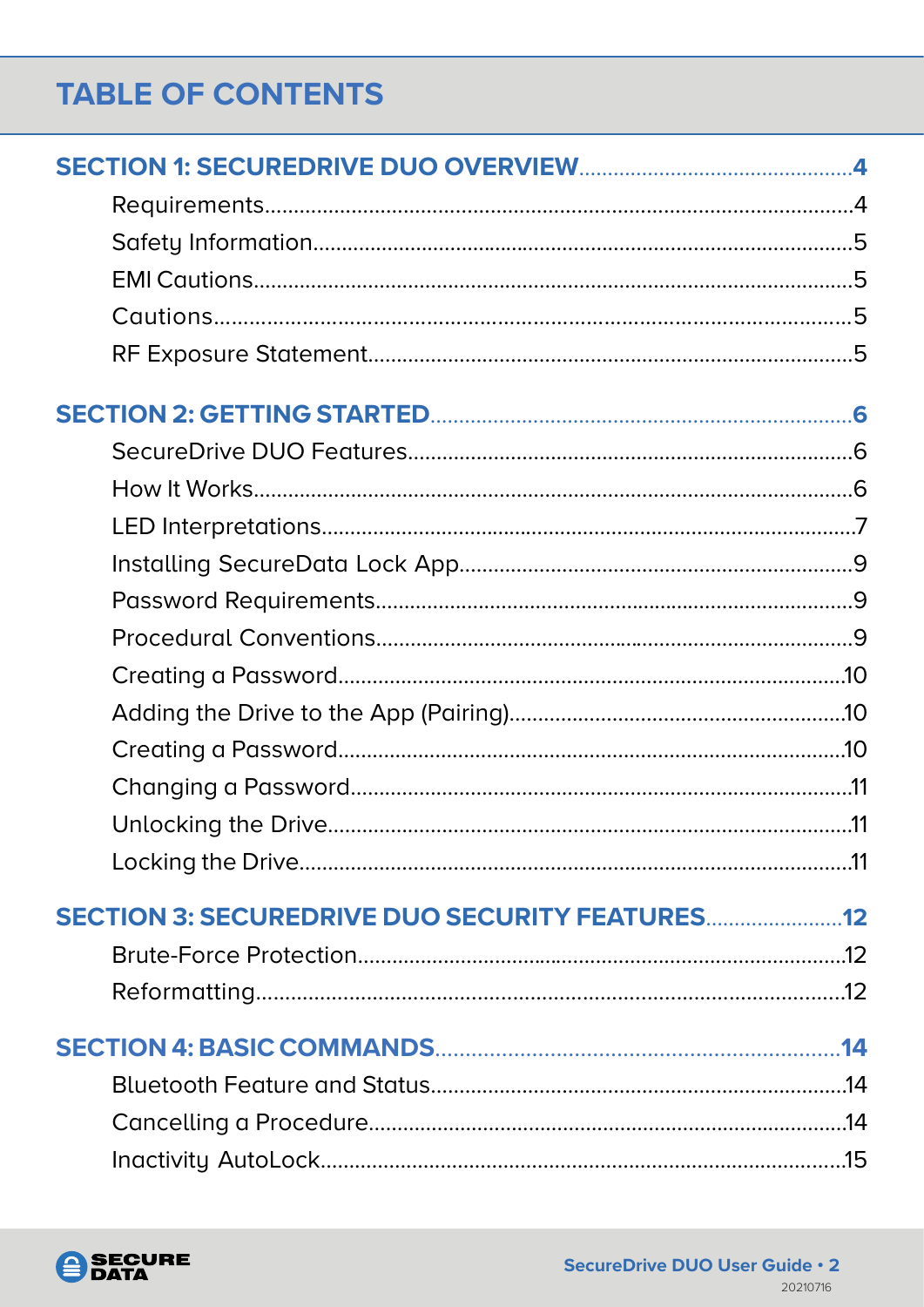# TABLE OF CONTENTS

**SECTION 1: SECUREDRIVE DUO OVERVIEW**................................................**4**

- Requirements.....................................................................................................4
- Safety Information.............................................................................................5
- EMI Cautions......................................................................................................5
- Cautions.............................................................................................................5
- RF Exposure Statement....................................................................................5

**SECTION 2: GETTING STARTED**..........................................................................**6**

- SecureDrive DUO Features..............................................................................6
- How It Works......................................................................................................6
- LED Interpretations...........................................................................................7
- Installing SecureData Lock App.....................................................................9
- Password Requirements..................................................................................9
- Procedural Conventions..................................................................................9
- Creating a Password.......................................................................................10
- Adding the Drive to the App (Pairing)..........................................................10
- Creating a Password.......................................................................................10
- Changing a Password......................................................................................11
- Unlocking the Drive..........................................................................................11
- Locking the Drive..............................................................................................11

**SECTION 3: SECUREDRIVE DUO SECURITY FEATURES**........................**12**

- Brute-Force Protection....................................................................................12
- Reformatting......................................................................................................12

**SECTION 4: BASIC COMMANDS**.....................................................................**14**

- Bluetooth Feature and Status.......................................................................14
- Cancelling a Procedure...................................................................................14
- Inactivity AutoLock..........................................................................................15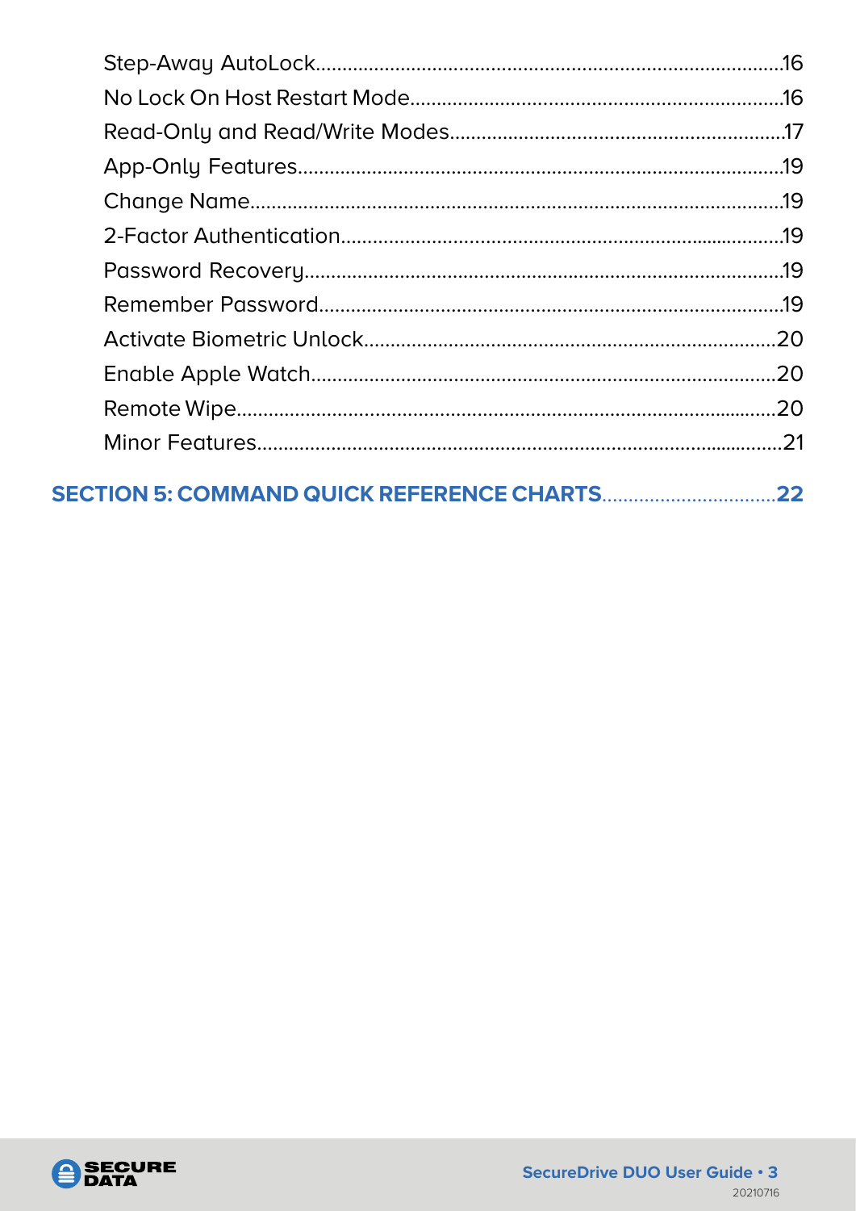Step-Away AutoLock....................................................................................16

No Lock On Host Restart Mode....................................................................16

Read-Only and Read/Write Modes..............................................................17

App-Only Features..........................................................................................19

Change Name...................................................................................................19

2-Factor Authentication.................................................................................19

Password Recovery........................................................................................19

Remember Password.....................................................................................19

Activate Biometric Unlock............................................................................20

Enable Apple Watch.......................................................................................20

Remote Wipe.....................................................................................................20

Minor Features..................................................................................................21

**SECTION 5: COMMAND QUICK REFERENCE CHARTS.................................22**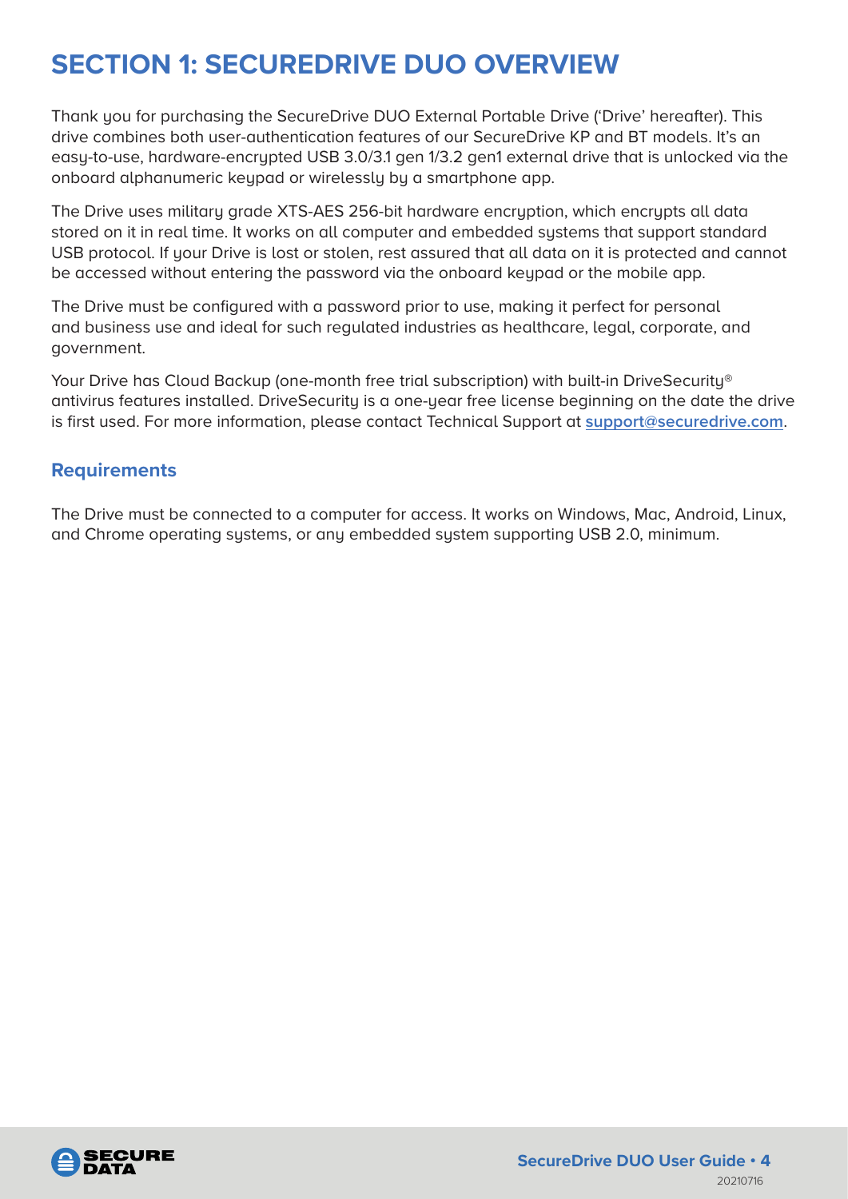# SECTION 1: SECUREDRIVE DUO OVERVIEW

Thank you for purchasing the SecureDrive DUO External Portable Drive ('Drive' hereafter). This drive combines both user-authentication features of our SecureDrive KP and BT models. It's an easy-to-use, hardware-encrypted USB 3.0/3.1 gen 1/3.2 gen1 external drive that is unlocked via the onboard alphanumeric keypad or wirelessly by a smartphone app.

The Drive uses military grade XTS-AES 256-bit hardware encryption, which encrypts all data stored on it in real time. It works on all computer and embedded systems that support standard USB protocol. If your Drive is lost or stolen, rest assured that all data on it is protected and cannot be accessed without entering the password via the onboard keypad or the mobile app.

The Drive must be configured with a password prior to use, making it perfect for personal and business use and ideal for such regulated industries as healthcare, legal, corporate, and government.

Your Drive has Cloud Backup (one-month free trial subscription) with built-in DriveSecurity® antivirus features installed. DriveSecurity is a one-year free license beginning on the date the drive is first used. For more information, please contact Technical Support at **support@securedrive.com**.

## Requirements

The Drive must be connected to a computer for access. It works on Windows, Mac, Android, Linux, and Chrome operating systems, or any embedded system supporting USB 2.0, minimum.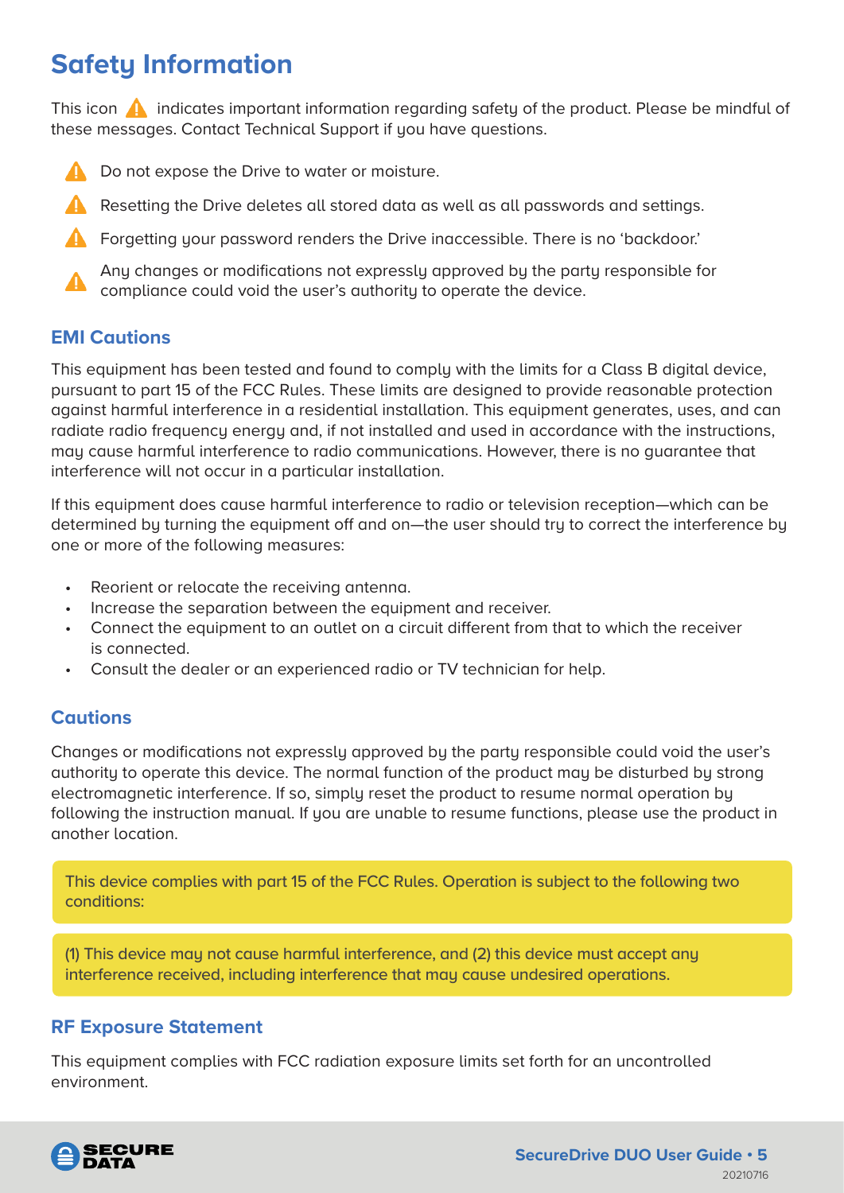# Safety Information

This icon ⚠ indicates important information regarding safety of the product. Please be mindful of these messages. Contact Technical Support if you have questions.

⚠ Do not expose the Drive to water or moisture.

⚠ Resetting the Drive deletes all stored data as well as all passwords and settings.

⚠ Forgetting your password renders the Drive inaccessible. There is no 'backdoor.'

⚠ Any changes or modifications not expressly approved by the party responsible for compliance could void the user's authority to operate the device.

## EMI Cautions

This equipment has been tested and found to comply with the limits for a Class B digital device, pursuant to part 15 of the FCC Rules. These limits are designed to provide reasonable protection against harmful interference in a residential installation. This equipment generates, uses, and can radiate radio frequency energy and, if not installed and used in accordance with the instructions, may cause harmful interference to radio communications. However, there is no guarantee that interference will not occur in a particular installation.

If this equipment does cause harmful interference to radio or television reception—which can be determined by turning the equipment off and on—the user should try to correct the interference by one or more of the following measures:

- Reorient or relocate the receiving antenna.
- Increase the separation between the equipment and receiver.
- Connect the equipment to an outlet on a circuit different from that to which the receiver is connected.
- Consult the dealer or an experienced radio or TV technician for help.

## Cautions

Changes or modifications not expressly approved by the party responsible could void the user's authority to operate this device. The normal function of the product may be disturbed by strong electromagnetic interference. If so, simply reset the product to resume normal operation by following the instruction manual. If you are unable to resume functions, please use the product in another location.

This device complies with part 15 of the FCC Rules. Operation is subject to the following two conditions:

(1) This device may not cause harmful interference, and (2) this device must accept any interference received, including interference that may cause undesired operations.

## RF Exposure Statement

This equipment complies with FCC radiation exposure limits set forth for an uncontrolled environment.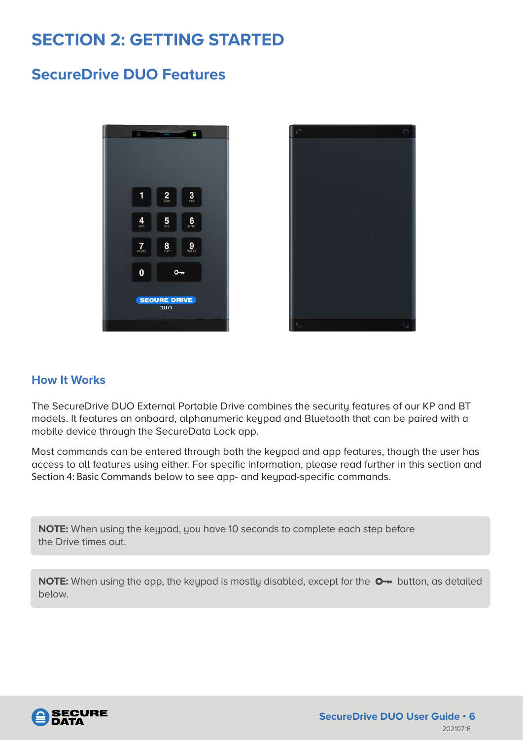# SECTION 2: GETTING STARTED

## SecureDrive DUO Features

### How It Works

The SecureDrive DUO External Portable Drive combines the security features of our KP and BT models. It features an onboard, alphanumeric keypad and Bluetooth that can be paired with a mobile device through the SecureData Lock app.

Most commands can be entered through both the keypad and app features, though the user has access to all features using either. For specific information, please read further in this section and Section 4: Basic Commands below to see app- and keypad-specific commands.

**NOTE:** When using the keypad, you have 10 seconds to complete each step before the Drive times out.

**NOTE:** When using the app, the keypad is mostly disabled, except for the 🔑 button, as detailed below.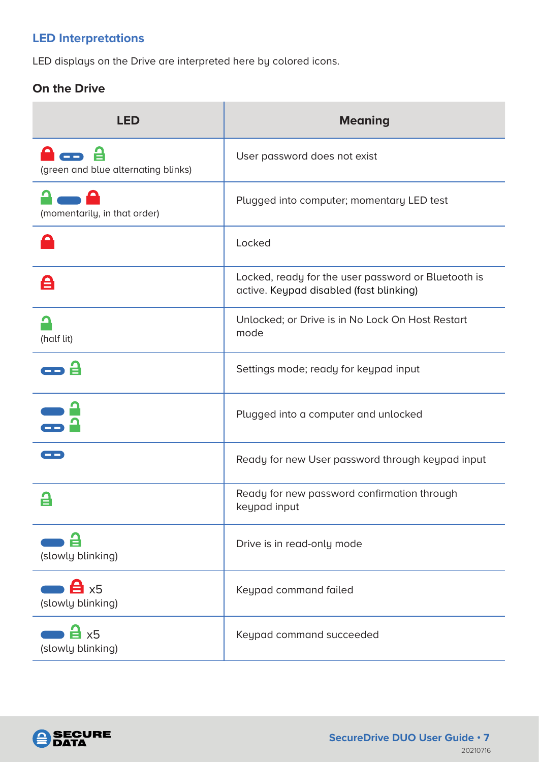## LED Interpretations

LED displays on the Drive are interpreted here by colored icons.

### On the Drive

| LED | Meaning |
|---|---|
| (green and blue alternating blinks) | User password does not exist |
| (momentarily, in that order) | Plugged into computer; momentary LED test |
| | Locked |
| | Locked, ready for the user password or Bluetooth is active. Keypad disabled (fast blinking) |
| (half lit) | Unlocked; or Drive is in No Lock On Host Restart mode |
| | Settings mode; ready for keypad input |
| | Plugged into a computer and unlocked |
| | Ready for new User password through keypad input |
| | Ready for new password confirmation through keypad input |
| (slowly blinking) | Drive is in read-only mode |
| x5 (slowly blinking) | Keypad command failed |
| x5 (slowly blinking) | Keypad command succeeded |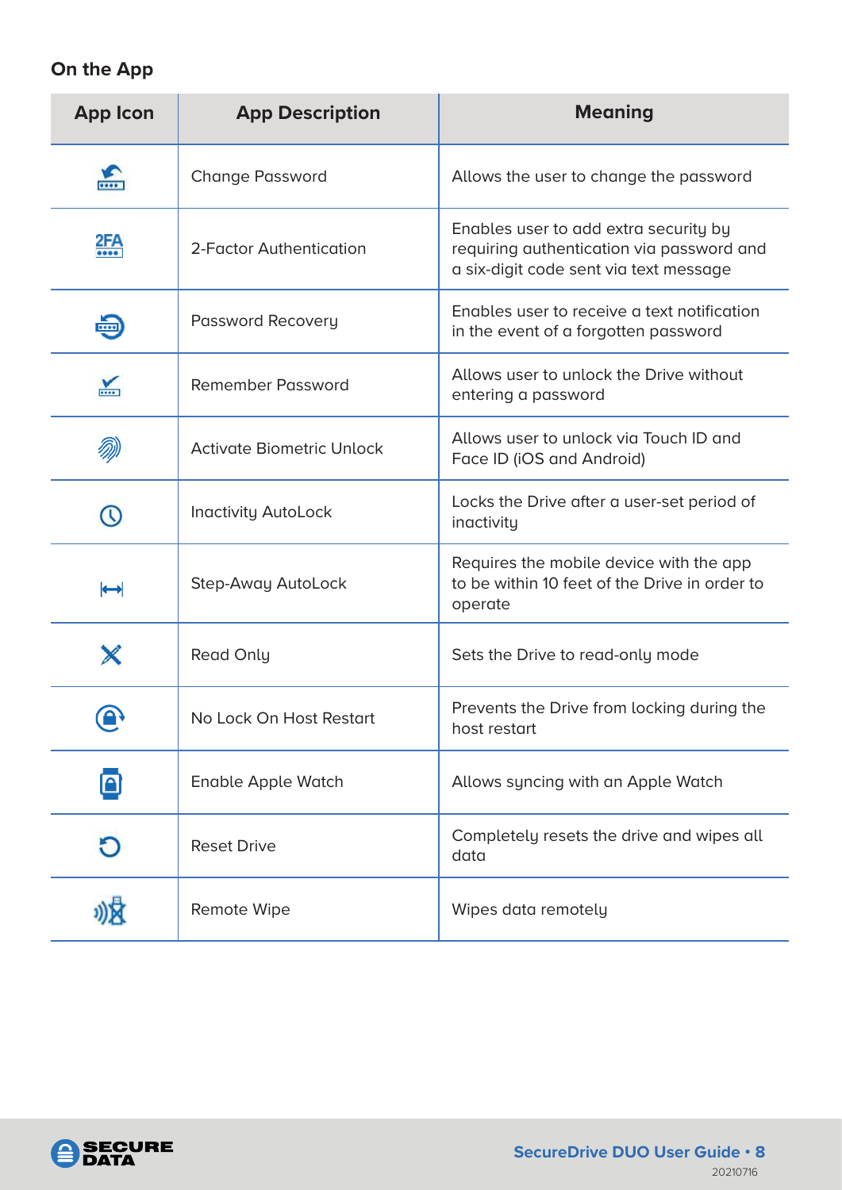### On the App

| App Icon | App Description | Meaning |
| --- | --- | --- |
| | Change Password | Allows the user to change the password |
| 2FA | 2-Factor Authentication | Enables user to add extra security by requiring authentication via password and a six-digit code sent via text message |
| | Password Recovery | Enables user to receive a text notification in the event of a forgotten password |
| | Remember Password | Allows user to unlock the Drive without entering a password |
| | Activate Biometric Unlock | Allows user to unlock via Touch ID and Face ID (iOS and Android) |
| | Inactivity AutoLock | Locks the Drive after a user-set period of inactivity |
| | Step-Away AutoLock | Requires the mobile device with the app to be within 10 feet of the Drive in order to operate |
| | Read Only | Sets the Drive to read-only mode |
| | No Lock On Host Restart | Prevents the Drive from locking during the host restart |
| | Enable Apple Watch | Allows syncing with an Apple Watch |
| | Reset Drive | Completely resets the drive and wipes all data |
| | Remote Wipe | Wipes data remotely |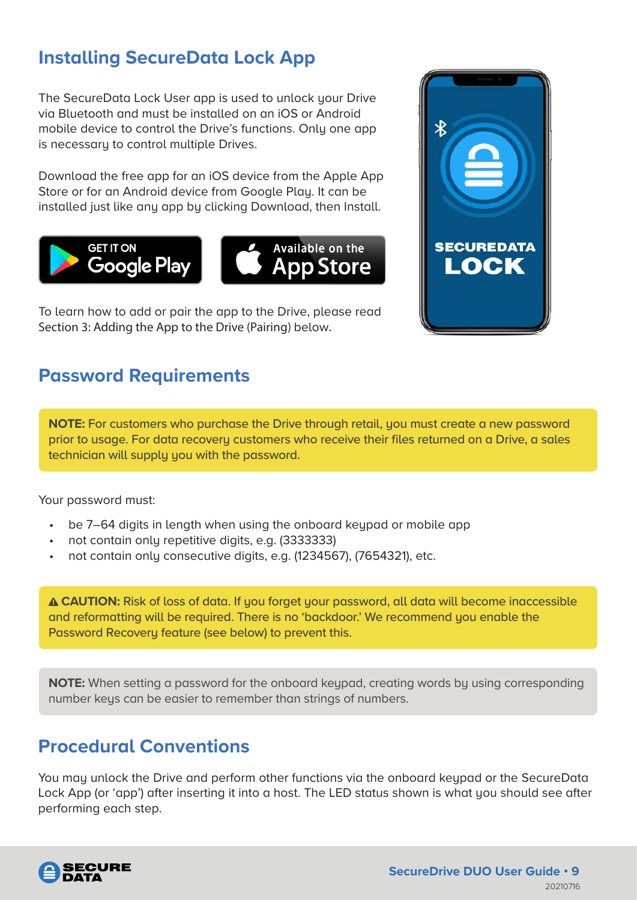## Installing SecureData Lock App

The SecureData Lock User app is used to unlock your Drive via Bluetooth and must be installed on an iOS or Android mobile device to control the Drive's functions. Only one app is necessary to control multiple Drives.

Download the free app for an iOS device from the Apple App Store or for an Android device from Google Play. It can be installed just like any app by clicking Download, then Install.

To learn how to add or pair the app to the Drive, please read Section 3: Adding the App to the Drive (Pairing) below.

## Password Requirements

**NOTE:** For customers who purchase the Drive through retail, you must create a new password prior to usage. For data recovery customers who receive their files returned on a Drive, a sales technician will supply you with the password.

Your password must:

- be 7–64 digits in length when using the onboard keypad or mobile app
- not contain only repetitive digits, e.g. (3333333)
- not contain only consecutive digits, e.g. (1234567), (7654321), etc.

⚠ **CAUTION:** Risk of loss of data. If you forget your password, all data will become inaccessible and reformatting will be required. There is no 'backdoor.' We recommend you enable the Password Recovery feature (see below) to prevent this.

**NOTE:** When setting a password for the onboard keypad, creating words by using corresponding number keys can be easier to remember than strings of numbers.

## Procedural Conventions

You may unlock the Drive and perform other functions via the onboard keypad or the SecureData Lock App (or 'app') after inserting it into a host. The LED status shown is what you should see after performing each step.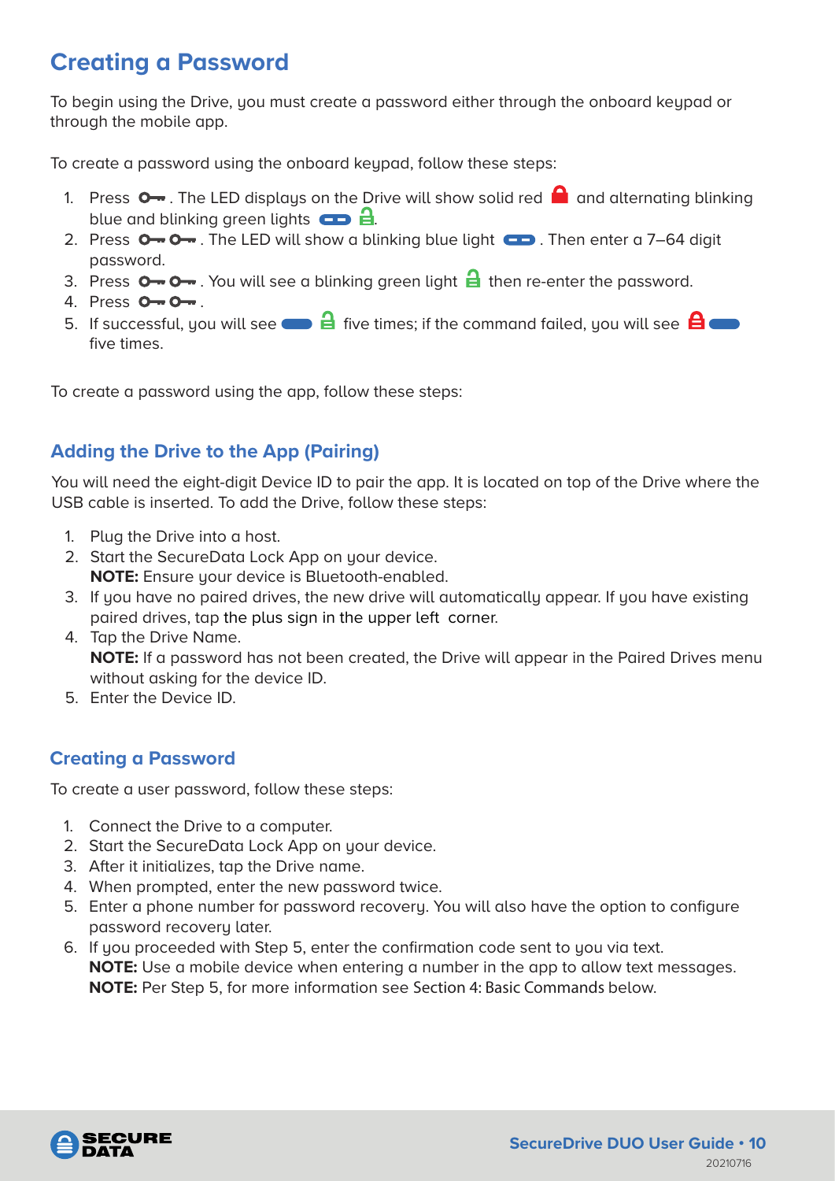## Creating a Password

To begin using the Drive, you must create a password either through the onboard keypad or through the mobile app.

To create a password using the onboard keypad, follow these steps:

1. Press . The LED displays on the Drive will show solid red and alternating blinking blue and blinking green lights .
2. Press . The LED will show a blinking blue light . Then enter a 7–64 digit password.
3. Press . You will see a blinking green light then re-enter the password.
4. Press .
5. If successful, you will see five times; if the command failed, you will see five times.

To create a password using the app, follow these steps:

### Adding the Drive to the App (Pairing)

You will need the eight-digit Device ID to pair the app. It is located on top of the Drive where the USB cable is inserted. To add the Drive, follow these steps:

1. Plug the Drive into a host.
2. Start the SecureData Lock App on your device.
   **NOTE:** Ensure your device is Bluetooth-enabled.
3. If you have no paired drives, the new drive will automatically appear. If you have existing paired drives, tap the plus sign in the upper left corner.
4. Tap the Drive Name.
   **NOTE:** If a password has not been created, the Drive will appear in the Paired Drives menu without asking for the device ID.
5. Enter the Device ID.

### Creating a Password

To create a user password, follow these steps:

1. Connect the Drive to a computer.
2. Start the SecureData Lock App on your device.
3. After it initializes, tap the Drive name.
4. When prompted, enter the new password twice.
5. Enter a phone number for password recovery. You will also have the option to configure password recovery later.
6. If you proceeded with Step 5, enter the confirmation code sent to you via text.
   **NOTE:** Use a mobile device when entering a number in the app to allow text messages.
   **NOTE:** Per Step 5, for more information see Section 4: Basic Commands below.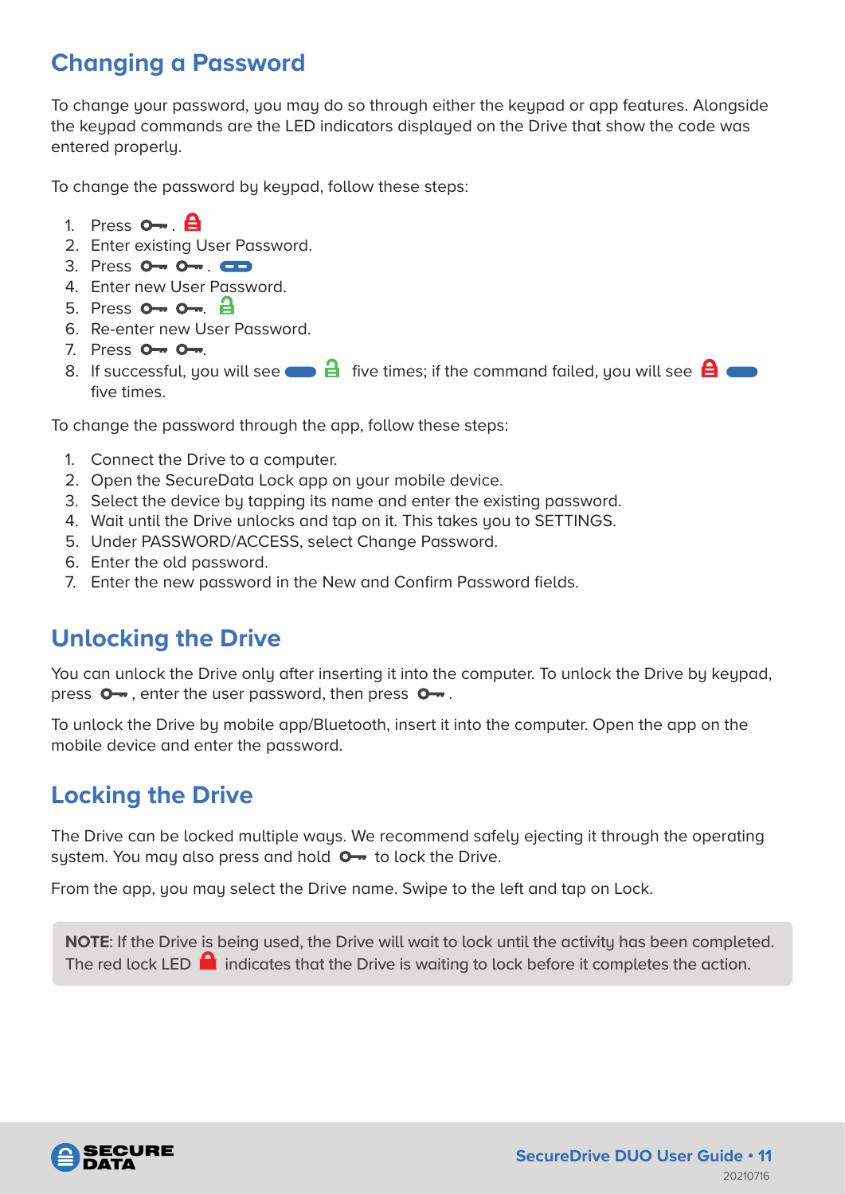## Changing a Password

To change your password, you may do so through either the keypad or app features. Alongside the keypad commands are the LED indicators displayed on the Drive that show the code was entered properly.

To change the password by keypad, follow these steps:

1. Press 🔑.
2. Enter existing User Password.
3. Press 🔑 🔑.
4. Enter new User Password.
5. Press 🔑 🔑.
6. Re-enter new User Password.
7. Press 🔑 🔑.
8. If successful, you will see five times; if the command failed, you will see five times.

To change the password through the app, follow these steps:

1. Connect the Drive to a computer.
2. Open the SecureData Lock app on your mobile device.
3. Select the device by tapping its name and enter the existing password.
4. Wait until the Drive unlocks and tap on it. This takes you to SETTINGS.
5. Under PASSWORD/ACCESS, select Change Password.
6. Enter the old password.
7. Enter the new password in the New and Confirm Password fields.

## Unlocking the Drive

You can unlock the Drive only after inserting it into the computer. To unlock the Drive by keypad, press 🔑, enter the user password, then press 🔑.

To unlock the Drive by mobile app/Bluetooth, insert it into the computer. Open the app on the mobile device and enter the password.

## Locking the Drive

The Drive can be locked multiple ways. We recommend safely ejecting it through the operating system. You may also press and hold 🔑 to lock the Drive.

From the app, you may select the Drive name. Swipe to the left and tap on Lock.

**NOTE**: If the Drive is being used, the Drive will wait to lock until the activity has been completed. The red lock LED indicates that the Drive is waiting to lock before it completes the action.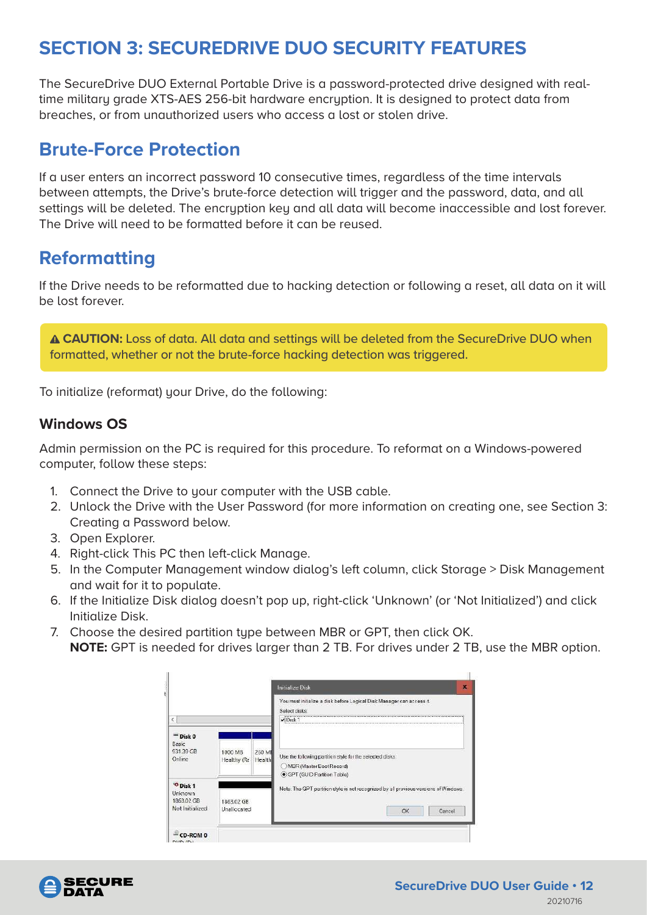# SECTION 3: SECUREDRIVE DUO SECURITY FEATURES

The SecureDrive DUO External Portable Drive is a password-protected drive designed with real-time military grade XTS-AES 256-bit hardware encryption. It is designed to protect data from breaches, or from unauthorized users who access a lost or stolen drive.

## Brute-Force Protection

If a user enters an incorrect password 10 consecutive times, regardless of the time intervals between attempts, the Drive's brute-force detection will trigger and the password, data, and all settings will be deleted. The encryption key and all data will become inaccessible and lost forever. The Drive will need to be formatted before it can be reused.

## Reformatting

If the Drive needs to be reformatted due to hacking detection or following a reset, all data on it will be lost forever.

> ⚠ **CAUTION:** Loss of data. All data and settings will be deleted from the SecureDrive DUO when formatted, whether or not the brute-force hacking detection was triggered.

To initialize (reformat) your Drive, do the following:

### Windows OS

Admin permission on the PC is required for this procedure. To reformat on a Windows-powered computer, follow these steps:

1. Connect the Drive to your computer with the USB cable.
2. Unlock the Drive with the User Password (for more information on creating one, see Section 3: Creating a Password below.
3. Open Explorer.
4. Right-click This PC then left-click Manage.
5. In the Computer Management window dialog's left column, click Storage > Disk Management and wait for it to populate.
6. If the Initialize Disk dialog doesn't pop up, right-click 'Unknown' (or 'Not Initialized') and click Initialize Disk.
7. Choose the desired partition type between MBR or GPT, then click OK.
   **NOTE:** GPT is needed for drives larger than 2 TB. For drives under 2 TB, use the MBR option.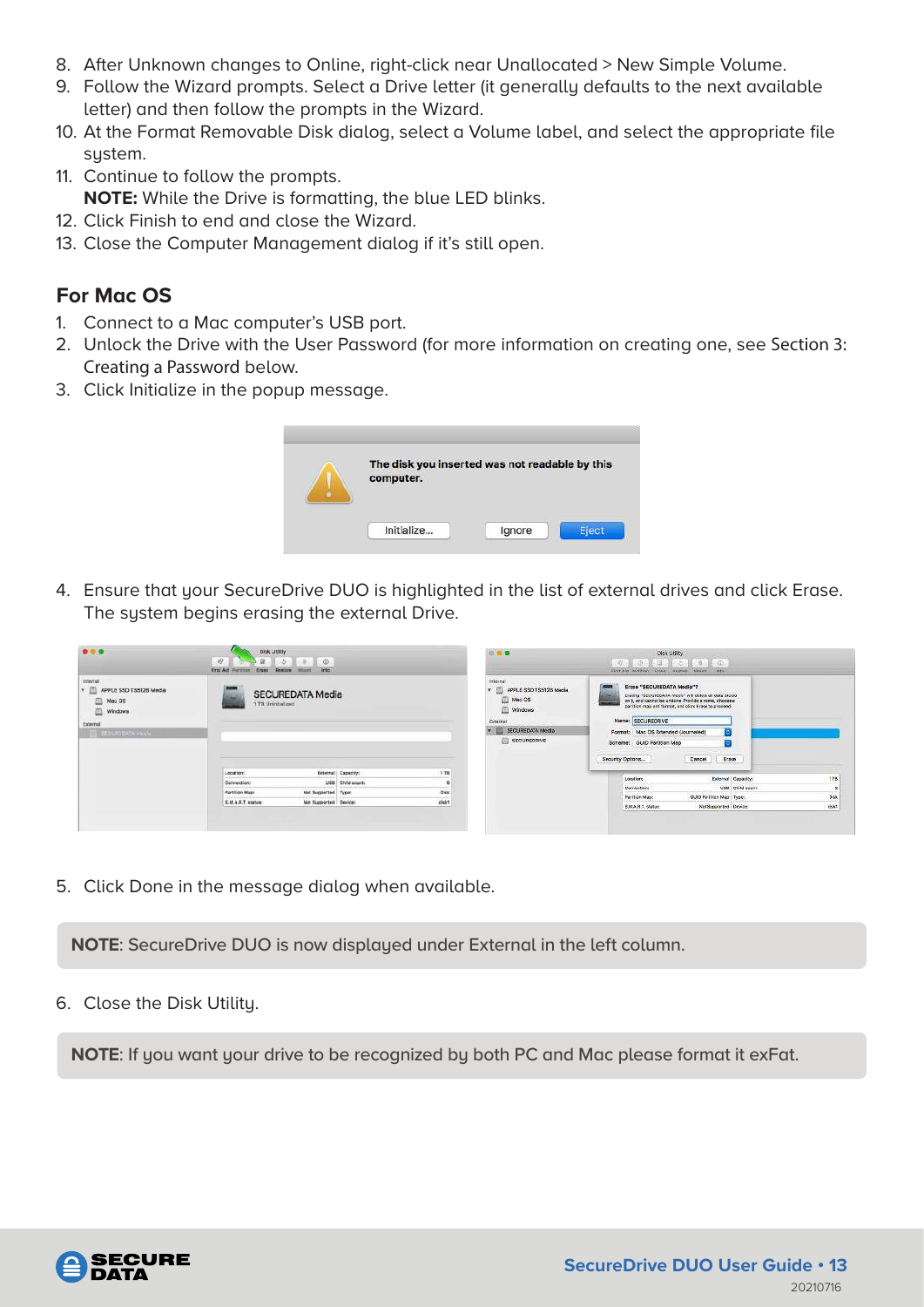8. After Unknown changes to Online, right-click near Unallocated > New Simple Volume.
9. Follow the Wizard prompts. Select a Drive letter (it generally defaults to the next available letter) and then follow the prompts in the Wizard.
10. At the Format Removable Disk dialog, select a Volume label, and select the appropriate file system.
11. Continue to follow the prompts.
    **NOTE:** While the Drive is formatting, the blue LED blinks.
12. Click Finish to end and close the Wizard.
13. Close the Computer Management dialog if it's still open.

## For Mac OS

1. Connect to a Mac computer's USB port.
2. Unlock the Drive with the User Password (for more information on creating one, see Section 3: Creating a Password below.
3. Click Initialize in the popup message.

4. Ensure that your SecureDrive DUO is highlighted in the list of external drives and click Erase. The system begins erasing the external Drive.

5. Click Done in the message dialog when available.

**NOTE**: SecureDrive DUO is now displayed under External in the left column.

6. Close the Disk Utility.

**NOTE**: If you want your drive to be recognized by both PC and Mac please format it exFat.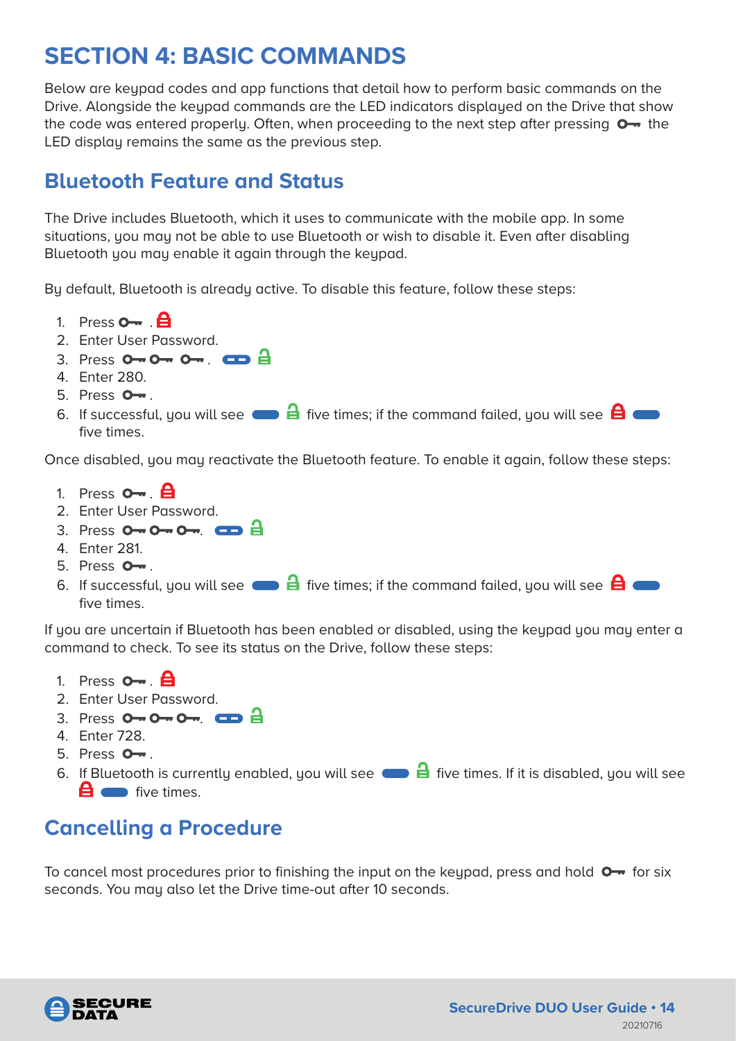# SECTION 4: BASIC COMMANDS

Below are keypad codes and app functions that detail how to perform basic commands on the Drive. Alongside the keypad commands are the LED indicators displayed on the Drive that show the code was entered properly. Often, when proceeding to the next step after pressing the LED display remains the same as the previous step.

## Bluetooth Feature and Status

The Drive includes Bluetooth, which it uses to communicate with the mobile app. In some situations, you may not be able to use Bluetooth or wish to disable it. Even after disabling Bluetooth you may enable it again through the keypad.

By default, Bluetooth is already active. To disable this feature, follow these steps:

1. Press .
2. Enter User Password.
3. Press .
4. Enter 280.
5. Press .
6. If successful, you will see five times; if the command failed, you will see five times.

Once disabled, you may reactivate the Bluetooth feature. To enable it again, follow these steps:

1. Press .
2. Enter User Password.
3. Press .
4. Enter 281.
5. Press .
6. If successful, you will see five times; if the command failed, you will see five times.

If you are uncertain if Bluetooth has been enabled or disabled, using the keypad you may enter a command to check. To see its status on the Drive, follow these steps:

1. Press .
2. Enter User Password.
3. Press .
4. Enter 728.
5. Press .
6. If Bluetooth is currently enabled, you will see five times. If it is disabled, you will see five times.

## Cancelling a Procedure

To cancel most procedures prior to finishing the input on the keypad, press and hold for six seconds. You may also let the Drive time-out after 10 seconds.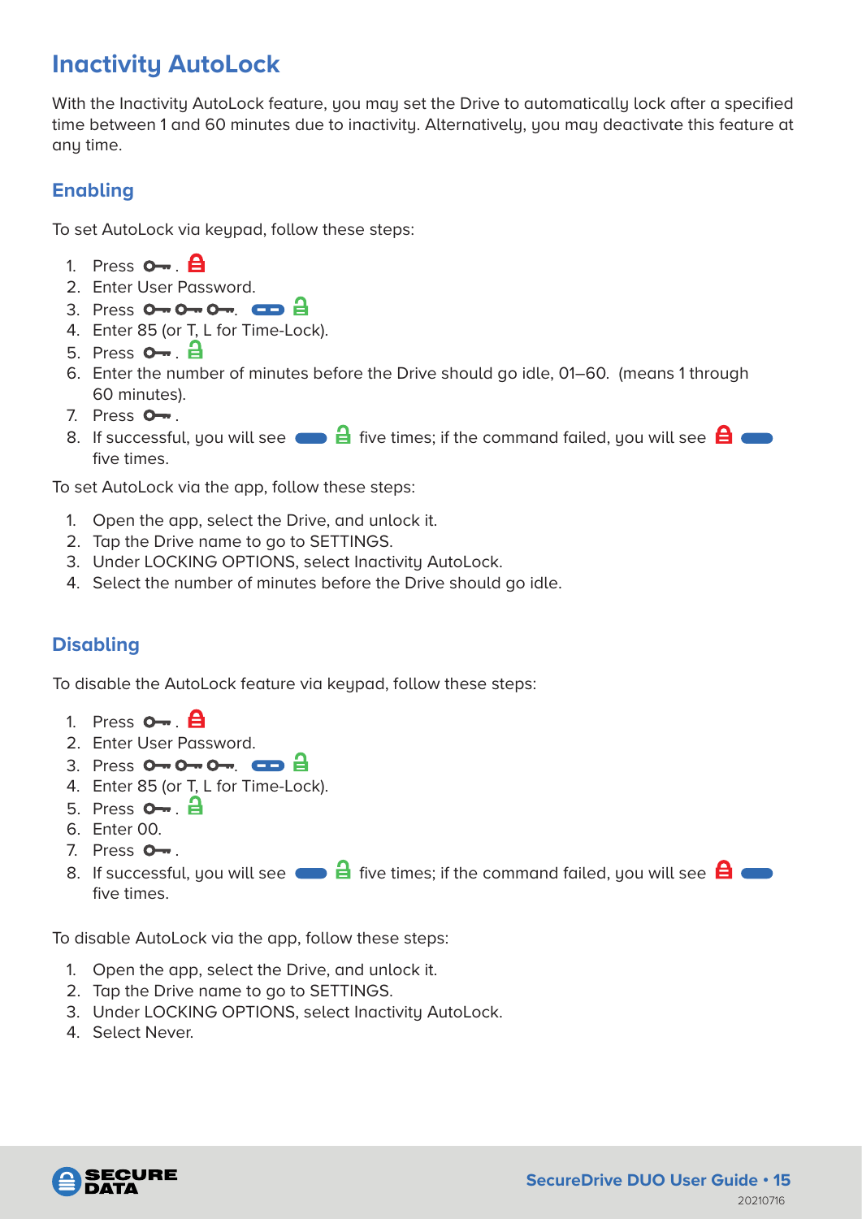# Inactivity AutoLock

With the Inactivity AutoLock feature, you may set the Drive to automatically lock after a specified time between 1 and 60 minutes due to inactivity. Alternatively, you may deactivate this feature at any time.

## Enabling

To set AutoLock via keypad, follow these steps:

1. Press .
2. Enter User Password.
3. Press .
4. Enter 85 (or T, L for Time-Lock).
5. Press .
6. Enter the number of minutes before the Drive should go idle, 01–60. (means 1 through 60 minutes).
7. Press .
8. If successful, you will see five times; if the command failed, you will see five times.

To set AutoLock via the app, follow these steps:

1. Open the app, select the Drive, and unlock it.
2. Tap the Drive name to go to SETTINGS.
3. Under LOCKING OPTIONS, select Inactivity AutoLock.
4. Select the number of minutes before the Drive should go idle.

## Disabling

To disable the AutoLock feature via keypad, follow these steps:

1. Press .
2. Enter User Password.
3. Press .
4. Enter 85 (or T, L for Time-Lock).
5. Press .
6. Enter 00.
7. Press .
8. If successful, you will see five times; if the command failed, you will see five times.

To disable AutoLock via the app, follow these steps:

1. Open the app, select the Drive, and unlock it.
2. Tap the Drive name to go to SETTINGS.
3. Under LOCKING OPTIONS, select Inactivity AutoLock.
4. Select Never.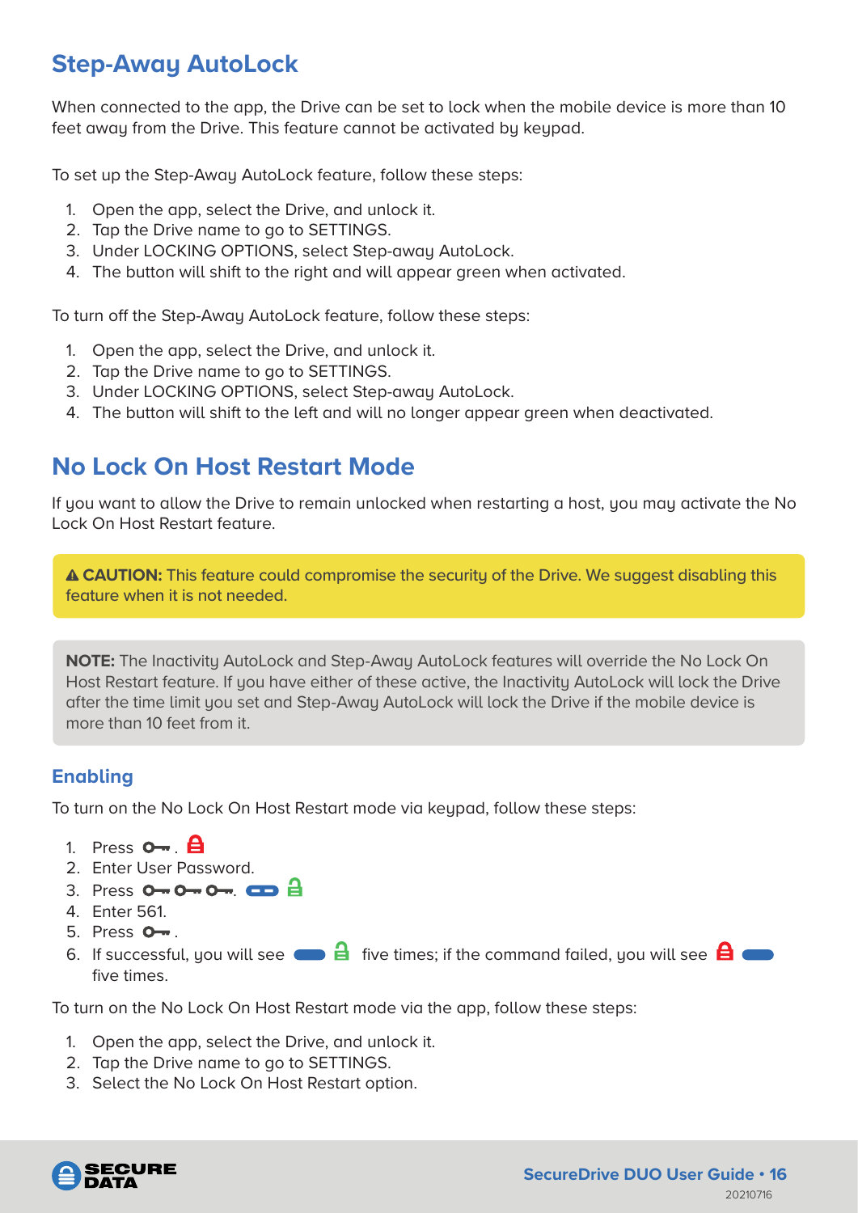## Step-Away AutoLock

When connected to the app, the Drive can be set to lock when the mobile device is more than 10 feet away from the Drive. This feature cannot be activated by keypad.

To set up the Step-Away AutoLock feature, follow these steps:

1. Open the app, select the Drive, and unlock it.
2. Tap the Drive name to go to SETTINGS.
3. Under LOCKING OPTIONS, select Step-away AutoLock.
4. The button will shift to the right and will appear green when activated.

To turn off the Step-Away AutoLock feature, follow these steps:

1. Open the app, select the Drive, and unlock it.
2. Tap the Drive name to go to SETTINGS.
3. Under LOCKING OPTIONS, select Step-away AutoLock.
4. The button will shift to the left and will no longer appear green when deactivated.

## No Lock On Host Restart Mode

If you want to allow the Drive to remain unlocked when restarting a host, you may activate the No Lock On Host Restart feature.

> ⚠ **CAUTION:** This feature could compromise the security of the Drive. We suggest disabling this feature when it is not needed.

> **NOTE:** The Inactivity AutoLock and Step-Away AutoLock features will override the No Lock On Host Restart feature. If you have either of these active, the Inactivity AutoLock will lock the Drive after the time limit you set and Step-Away AutoLock will lock the Drive if the mobile device is more than 10 feet from it.

### Enabling

To turn on the No Lock On Host Restart mode via keypad, follow these steps:

1. Press 🔑 . 🔒
2. Enter User Password.
3. Press 🔑 🔑 🔑. ▬ 🔓
4. Enter 561.
5. Press 🔑 .
6. If successful, you will see ▬ 🔓 five times; if the command failed, you will see 🔒 ▬ five times.

To turn on the No Lock On Host Restart mode via the app, follow these steps:

1. Open the app, select the Drive, and unlock it.
2. Tap the Drive name to go to SETTINGS.
3. Select the No Lock On Host Restart option.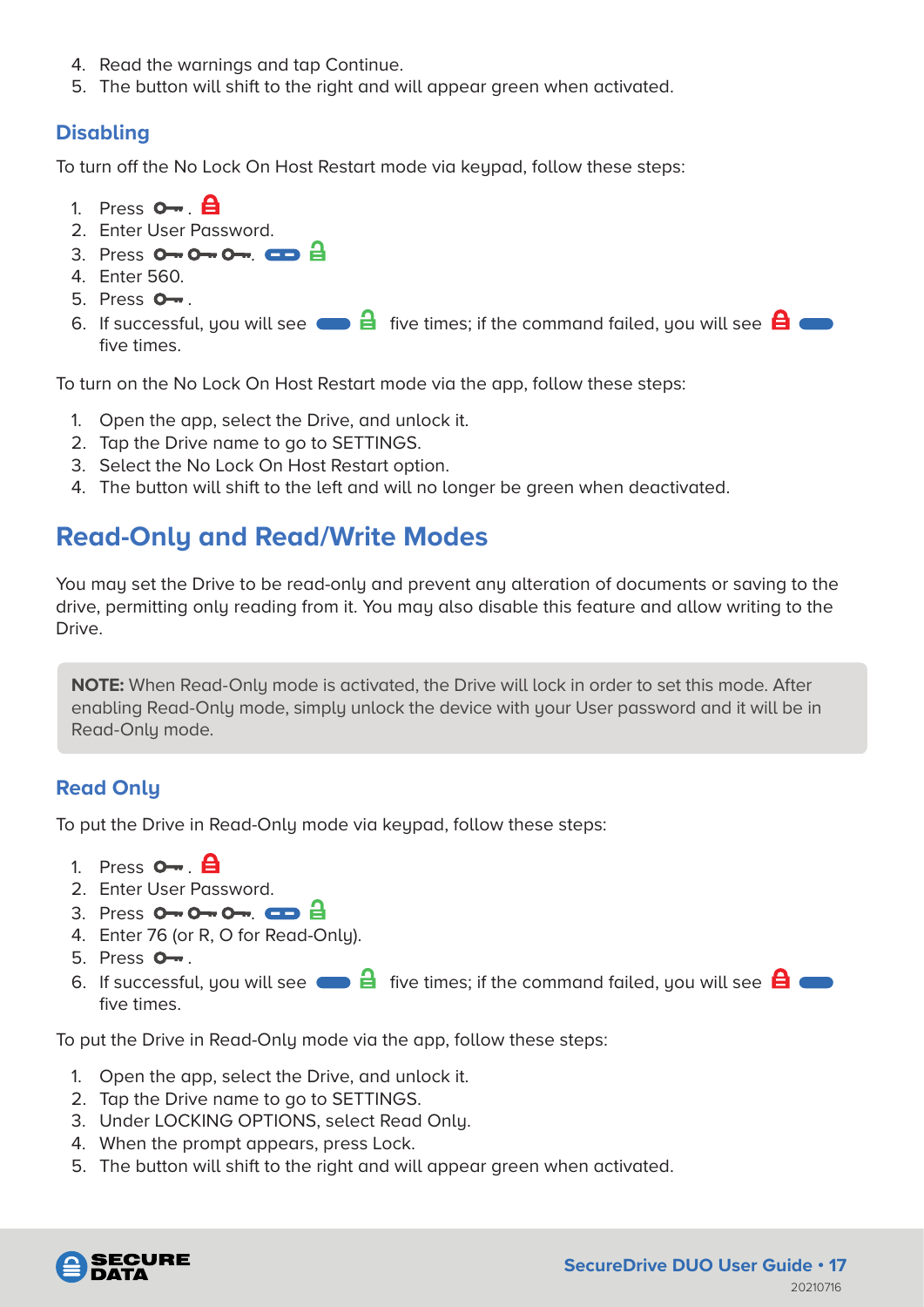4. Read the warnings and tap Continue.
5. The button will shift to the right and will appear green when activated.

### Disabling

To turn off the No Lock On Host Restart mode via keypad, follow these steps:

1. Press O⊸ . 🔒
2. Enter User Password.
3. Press O⊸ O⊸ O⊸. ▭ 🔓
4. Enter 560.
5. Press O⊸ .
6. If successful, you will see ▬ 🔓 five times; if the command failed, you will see 🔒 ▬ five times.

To turn on the No Lock On Host Restart mode via the app, follow these steps:

1. Open the app, select the Drive, and unlock it.
2. Tap the Drive name to go to SETTINGS.
3. Select the No Lock On Host Restart option.
4. The button will shift to the left and will no longer be green when deactivated.

## Read-Only and Read/Write Modes

You may set the Drive to be read-only and prevent any alteration of documents or saving to the drive, permitting only reading from it. You may also disable this feature and allow writing to the Drive.

> **NOTE:** When Read-Only mode is activated, the Drive will lock in order to set this mode. After enabling Read-Only mode, simply unlock the device with your User password and it will be in Read-Only mode.

### Read Only

To put the Drive in Read-Only mode via keypad, follow these steps:

1. Press O⊸ . 🔒
2. Enter User Password.
3. Press O⊸ O⊸ O⊸. ▭ 🔓
4. Enter 76 (or R, O for Read-Only).
5. Press O⊸ .
6. If successful, you will see ▬ 🔓 five times; if the command failed, you will see 🔒 ▬ five times.

To put the Drive in Read-Only mode via the app, follow these steps:

1. Open the app, select the Drive, and unlock it.
2. Tap the Drive name to go to SETTINGS.
3. Under LOCKING OPTIONS, select Read Only.
4. When the prompt appears, press Lock.
5. The button will shift to the right and will appear green when activated.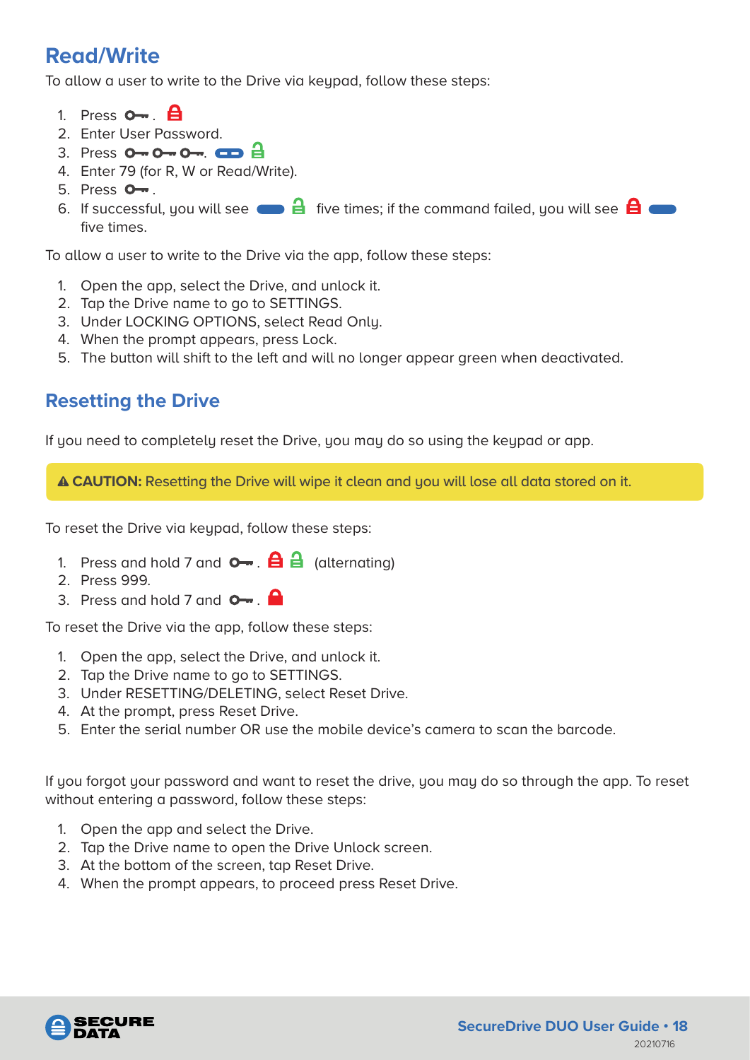## Read/Write

To allow a user to write to the Drive via keypad, follow these steps:

1. Press O─ . 
2. Enter User Password.
3. Press O─ O─ O─.
4. Enter 79 (for R, W or Read/Write).
5. Press O─ .
6. If successful, you will see five times; if the command failed, you will see five times.

To allow a user to write to the Drive via the app, follow these steps:

1. Open the app, select the Drive, and unlock it.
2. Tap the Drive name to go to SETTINGS.
3. Under LOCKING OPTIONS, select Read Only.
4. When the prompt appears, press Lock.
5. The button will shift to the left and will no longer appear green when deactivated.

## Resetting the Drive

If you need to completely reset the Drive, you may do so using the keypad or app.

⚠ **CAUTION:** Resetting the Drive will wipe it clean and you will lose all data stored on it.

To reset the Drive via keypad, follow these steps:

1. Press and hold 7 and O─ . (alternating)
2. Press 999.
3. Press and hold 7 and O─ .

To reset the Drive via the app, follow these steps:

1. Open the app, select the Drive, and unlock it.
2. Tap the Drive name to go to SETTINGS.
3. Under RESETTING/DELETING, select Reset Drive.
4. At the prompt, press Reset Drive.
5. Enter the serial number OR use the mobile device's camera to scan the barcode.

If you forgot your password and want to reset the drive, you may do so through the app. To reset without entering a password, follow these steps:

1. Open the app and select the Drive.
2. Tap the Drive name to open the Drive Unlock screen.
3. At the bottom of the screen, tap Reset Drive.
4. When the prompt appears, to proceed press Reset Drive.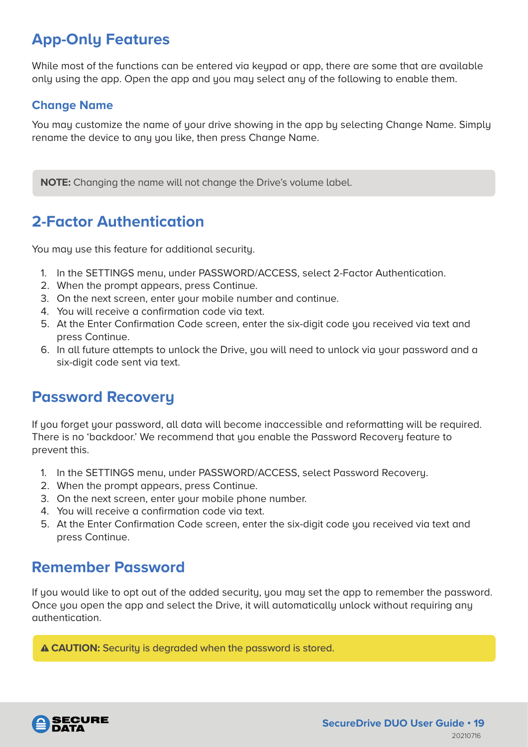## App-Only Features

While most of the functions can be entered via keypad or app, there are some that are available only using the app. Open the app and you may select any of the following to enable them.

### Change Name

You may customize the name of your drive showing in the app by selecting Change Name. Simply rename the device to any you like, then press Change Name.

**NOTE:** Changing the name will not change the Drive's volume label.

## 2-Factor Authentication

You may use this feature for additional security.

1. In the SETTINGS menu, under PASSWORD/ACCESS, select 2-Factor Authentication.
2. When the prompt appears, press Continue.
3. On the next screen, enter your mobile number and continue.
4. You will receive a confirmation code via text.
5. At the Enter Confirmation Code screen, enter the six-digit code you received via text and press Continue.
6. In all future attempts to unlock the Drive, you will need to unlock via your password and a six-digit code sent via text.

## Password Recovery

If you forget your password, all data will become inaccessible and reformatting will be required. There is no 'backdoor.' We recommend that you enable the Password Recovery feature to prevent this.

1. In the SETTINGS menu, under PASSWORD/ACCESS, select Password Recovery.
2. When the prompt appears, press Continue.
3. On the next screen, enter your mobile phone number.
4. You will receive a confirmation code via text.
5. At the Enter Confirmation Code screen, enter the six-digit code you received via text and press Continue.

## Remember Password

If you would like to opt out of the added security, you may set the app to remember the password. Once you open the app and select the Drive, it will automatically unlock without requiring any authentication.

⚠ **CAUTION:** Security is degraded when the password is stored.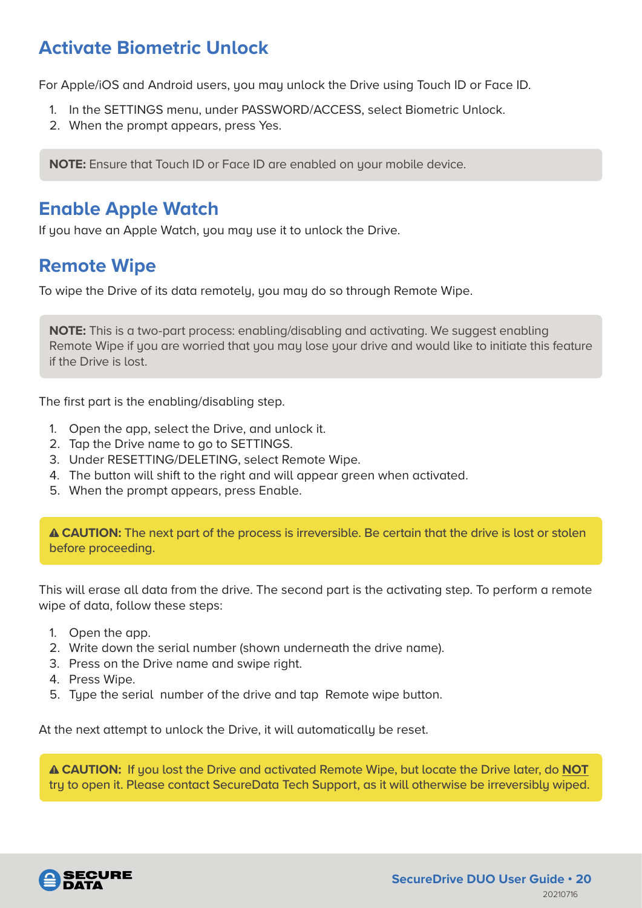## Activate Biometric Unlock

For Apple/iOS and Android users, you may unlock the Drive using Touch ID or Face ID.

1. In the SETTINGS menu, under PASSWORD/ACCESS, select Biometric Unlock.
2. When the prompt appears, press Yes.

**NOTE:** Ensure that Touch ID or Face ID are enabled on your mobile device.

## Enable Apple Watch

If you have an Apple Watch, you may use it to unlock the Drive.

## Remote Wipe

To wipe the Drive of its data remotely, you may do so through Remote Wipe.

**NOTE:** This is a two-part process: enabling/disabling and activating. We suggest enabling Remote Wipe if you are worried that you may lose your drive and would like to initiate this feature if the Drive is lost.

The first part is the enabling/disabling step.

1. Open the app, select the Drive, and unlock it.
2. Tap the Drive name to go to SETTINGS.
3. Under RESETTING/DELETING, select Remote Wipe.
4. The button will shift to the right and will appear green when activated.
5. When the prompt appears, press Enable.

⚠ **CAUTION:** The next part of the process is irreversible. Be certain that the drive is lost or stolen before proceeding.

This will erase all data from the drive. The second part is the activating step. To perform a remote wipe of data, follow these steps:

1. Open the app.
2. Write down the serial number (shown underneath the drive name).
3. Press on the Drive name and swipe right.
4. Press Wipe.
5. Type the serial number of the drive and tap Remote wipe button.

At the next attempt to unlock the Drive, it will automatically be reset.

⚠ **CAUTION:** If you lost the Drive and activated Remote Wipe, but locate the Drive later, do **NOT** try to open it. Please contact SecureData Tech Support, as it will otherwise be irreversibly wiped.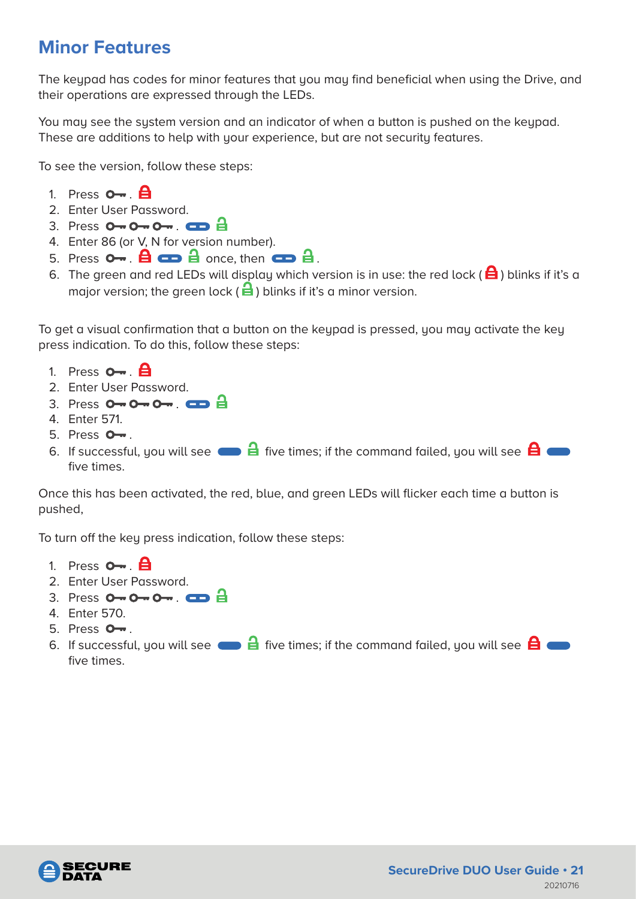## Minor Features

The keypad has codes for minor features that you may find beneficial when using the Drive, and their operations are expressed through the LEDs.

You may see the system version and an indicator of when a button is pushed on the keypad. These are additions to help with your experience, but are not security features.

To see the version, follow these steps:

1. Press . 
2. Enter User Password.
3. Press . 
4. Enter 86 (or V, N for version number).
5. Press .   once, then  .
6. The green and red LEDs will display which version is in use: the red lock () blinks if it's a major version; the green lock () blinks if it's a minor version.

To get a visual confirmation that a button on the keypad is pressed, you may activate the key press indication. To do this, follow these steps:

1. Press . 
2. Enter User Password.
3. Press . 
4. Enter 571.
5. Press .
6. If successful, you will see   five times; if the command failed, you will see   five times.

Once this has been activated, the red, blue, and green LEDs will flicker each time a button is pushed,

To turn off the key press indication, follow these steps:

1. Press . 
2. Enter User Password.
3. Press . 
4. Enter 570.
5. Press .
6. If successful, you will see   five times; if the command failed, you will see   five times.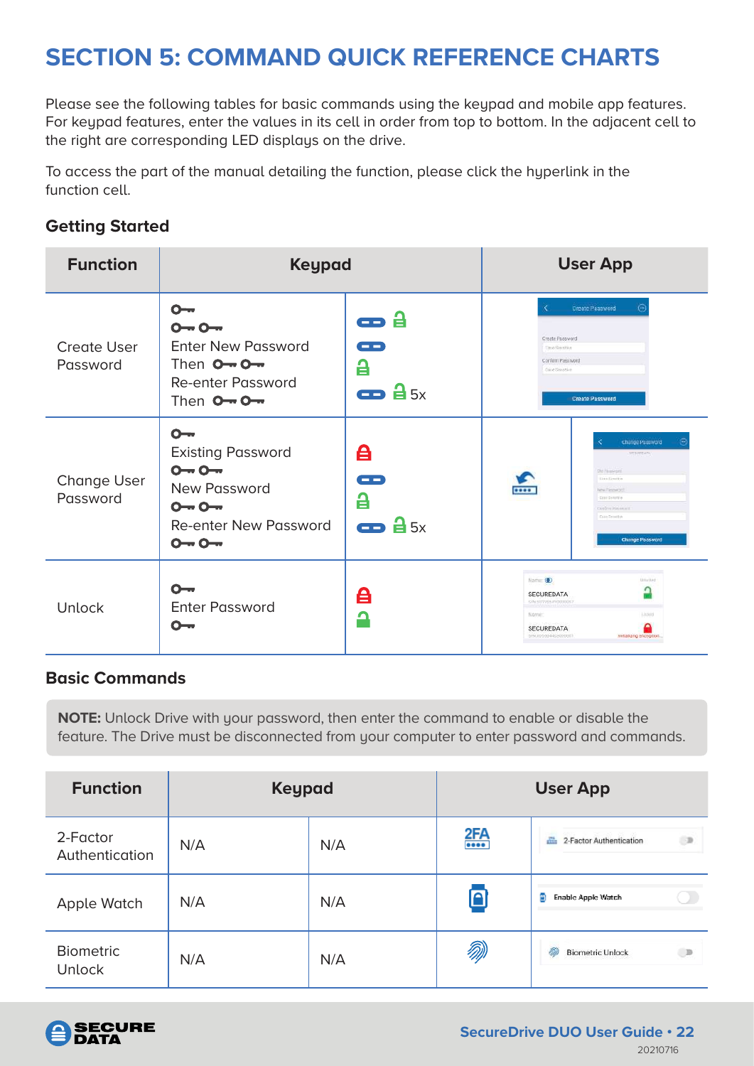# SECTION 5: COMMAND QUICK REFERENCE CHARTS

Please see the following tables for basic commands using the keypad and mobile app features. For keypad features, enter the values in its cell in order from top to bottom. In the adjacent cell to the right are corresponding LED displays on the drive.

To access the part of the manual detailing the function, please click the hyperlink in the function cell.

### Getting Started

| Function | Keypad | | User App |
|---|---|---|---|
| Create User Password | O-<br>O- O-<br>Enter New Password<br>Then O- O-<br>Re-enter Password<br>Then O- O- | 5x | |
| Change User Password | O-<br>Existing Password<br>O- O-<br>New Password<br>O- O-<br>Re-enter New Password<br>O- O- | 5x | |
| Unlock | O-<br>Enter Password<br>O- | | |

### Basic Commands

**NOTE:** Unlock Drive with your password, then enter the command to enable or disable the feature. The Drive must be disconnected from your computer to enter password and commands.

| Function | Keypad | | User App | |
|---|---|---|---|---|
| 2-Factor Authentication | N/A | N/A | 2FA | 2-Factor Authentication |
| Apple Watch | N/A | N/A | | Enable Apple Watch |
| Biometric Unlock | N/A | N/A | | Biometric Unlock |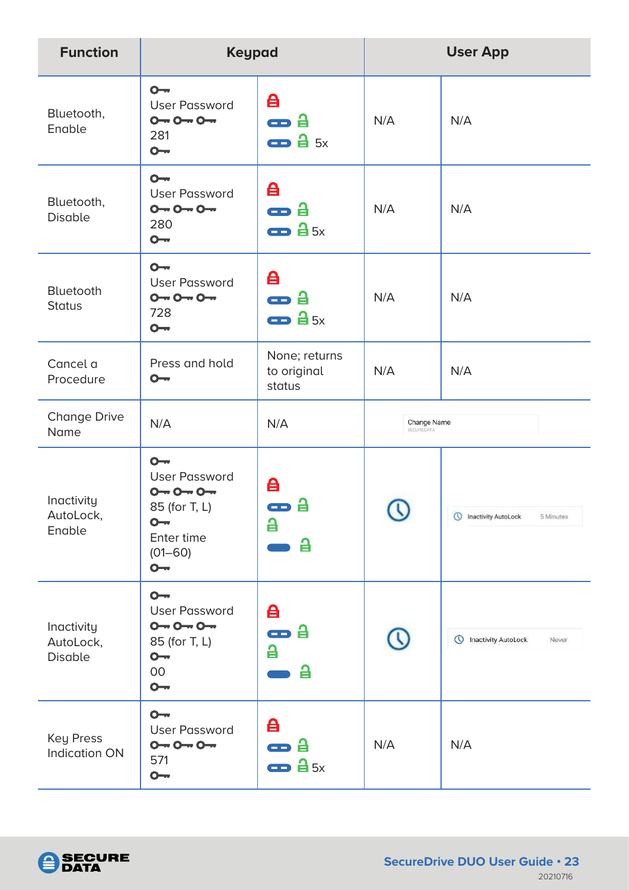| Function | Keypad | | User App | |
|---|---|---|---|---|
| Bluetooth, Enable | User Password 281 | 5x | N/A | N/A |
| Bluetooth, Disable | User Password 280 | 5x | N/A | N/A |
| Bluetooth Status | User Password 728 | 5x | N/A | N/A |
| Cancel a Procedure | Press and hold | None; returns to original status | N/A | N/A |
| Change Drive Name | N/A | N/A | Change Name SECUREDATA | |
| Inactivity AutoLock, Enable | User Password 85 (for T, L) Enter time (01–60) | | | Inactivity AutoLock 5 Minutes |
| Inactivity AutoLock, Disable | User Password 85 (for T, L) 00 | | | Inactivity AutoLock Never |
| Key Press Indication ON | User Password 571 | 5x | N/A | N/A |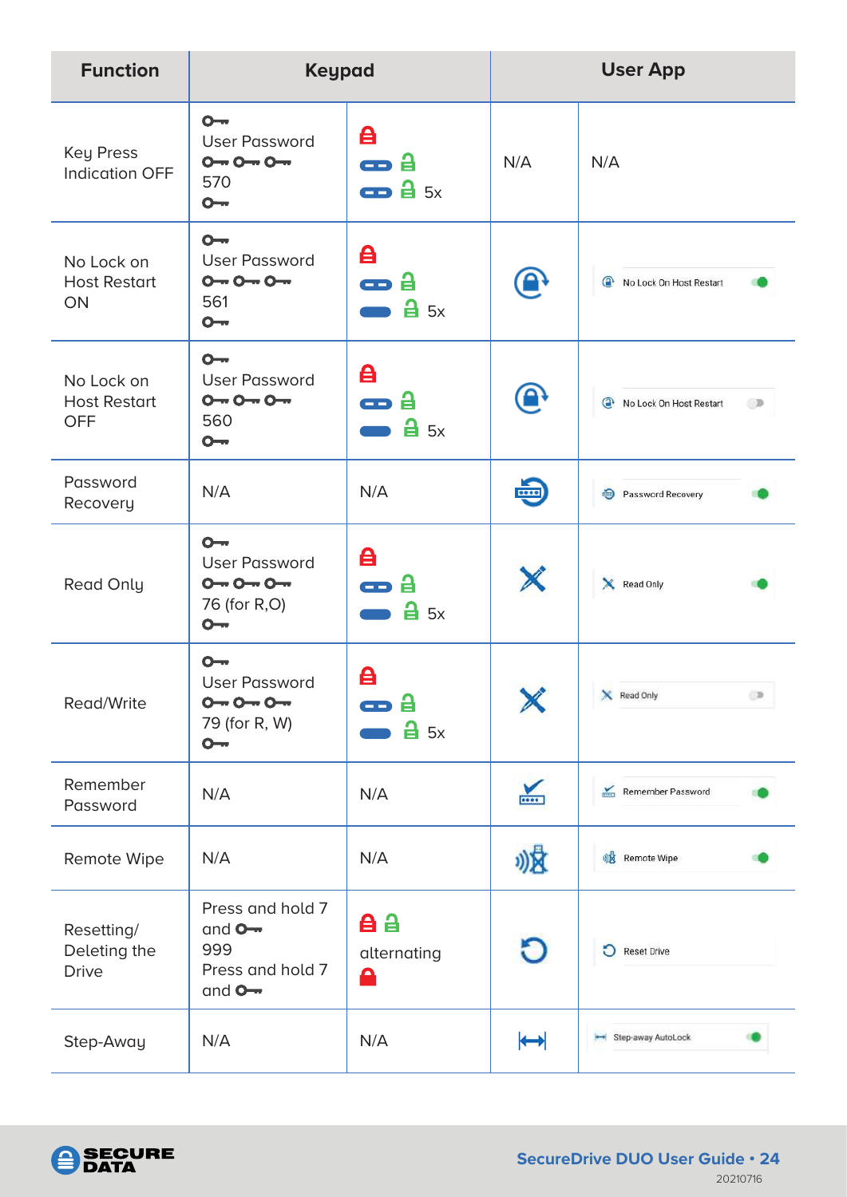| Function | Keypad | | User App | |
|---|---|---|---|---|
| Key Press Indication OFF | 🔑 User Password 🔑 🔑 🔑 570 🔑 | 🔒 (red) ▭ 🔓 (green) ▭ 🔓 (green) 5x | N/A | N/A |
| No Lock on Host Restart ON | 🔑 User Password 🔑 🔑 🔑 561 🔑 | 🔒 (red) ▭ 🔓 (green) ▬ 🔓 (green) 5x | | No Lock On Host Restart (toggle on) |
| No Lock on Host Restart OFF | 🔑 User Password 🔑 🔑 🔑 560 🔑 | 🔒 (red) ▭ 🔓 (green) ▬ 🔓 (green) 5x | | No Lock On Host Restart (toggle off) |
| Password Recovery | N/A | N/A | | Password Recovery (toggle on) |
| Read Only | 🔑 User Password 🔑 🔑 🔑 76 (for R,O) 🔑 | 🔒 (red) ▭ 🔓 (green) ▬ 🔓 (green) 5x | | Read Only (toggle on) |
| Read/Write | 🔑 User Password 🔑 🔑 🔑 79 (for R, W) 🔑 | 🔒 (red) ▭ 🔓 (green) ▬ 🔓 (green) 5x | | Read Only (toggle off) |
| Remember Password | N/A | N/A | | Remember Password (toggle on) |
| Remote Wipe | N/A | N/A | | Remote Wipe (toggle on) |
| Resetting/ Deleting the Drive | Press and hold 7 and 🔑 999 Press and hold 7 and 🔑 | 🔒 (red) 🔓 (green) alternating 🔒 (red) | | Reset Drive |
| Step-Away | N/A | N/A | | Step-away AutoLock (toggle on) |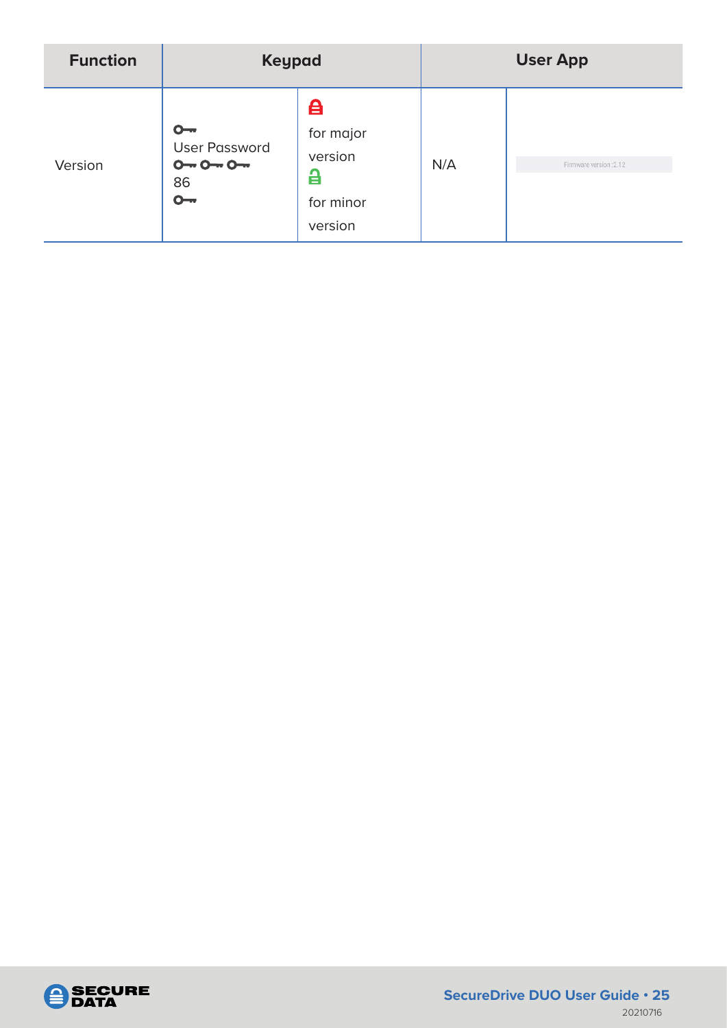| Function | Keypad | | User App | |
|---|---|---|---|---|
| Version | 🔑 User Password 🔑 🔑 🔑 86 🔑 | 🔒 (red) for major version 🔒 (green) for minor version | N/A | Firmware version :2.12 |